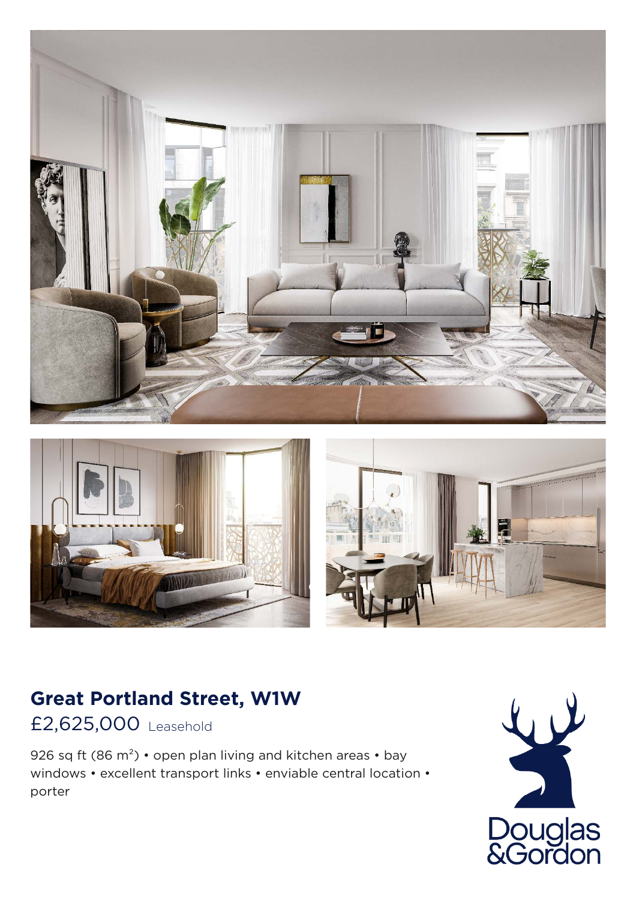## Great Portland Street, W1W

£2,625,000 Leasehold

926 sq ft (86 m²) • open plan living and kitchen areas • bay windows • excellent transport links • enviable central location • porter

Douglas &Gordon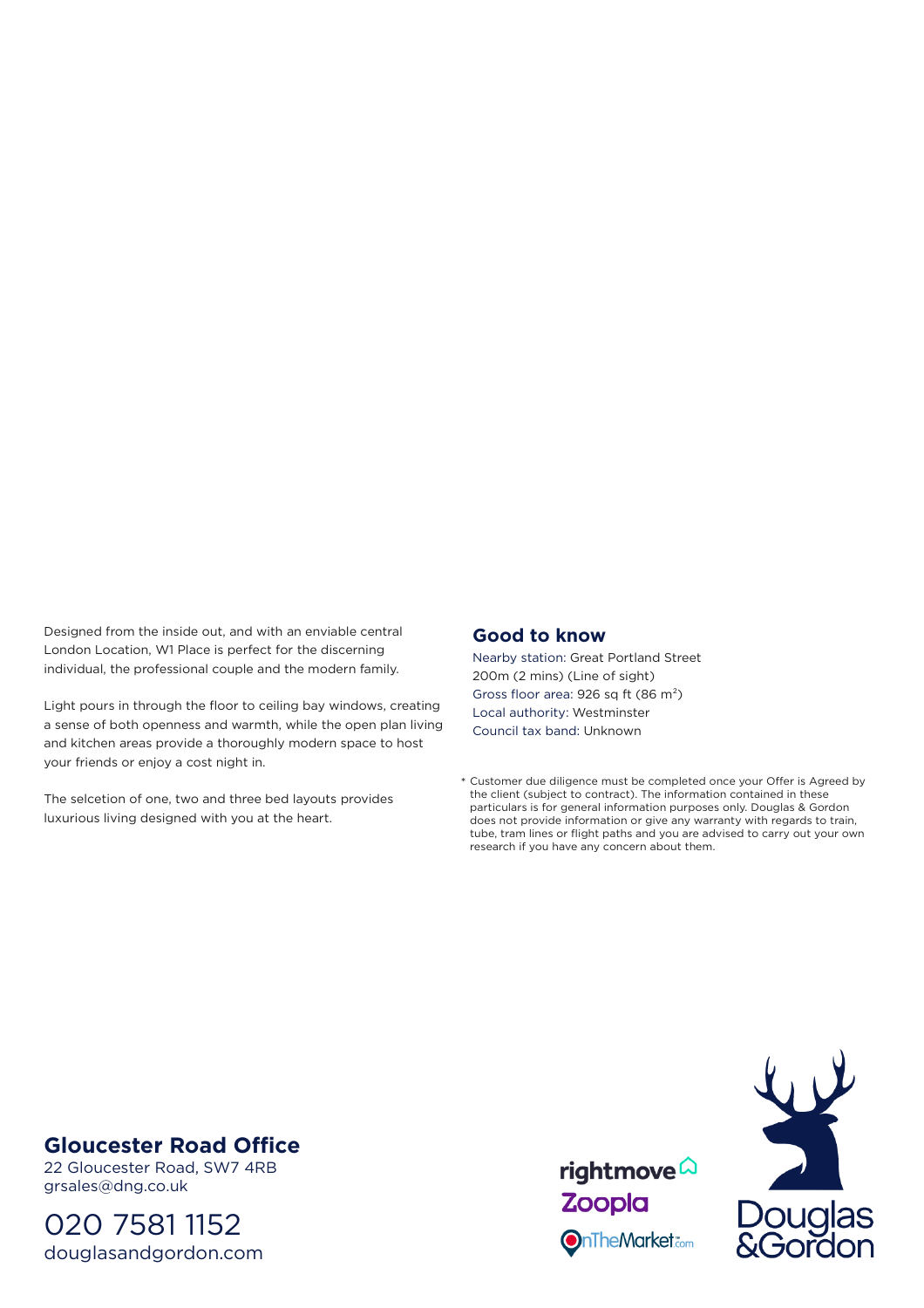Designed from the inside out, and with an enviable central London Location, W1 Place is perfect for the discerning individual, the professional couple and the modern family.

Light pours in through the floor to ceiling bay windows, creating a sense of both openness and warmth, while the open plan living and kitchen areas provide a thoroughly modern space to host your friends or enjoy a cost night in.

The selcetion of one, two and three bed layouts provides luxurious living designed with you at the heart.

## Good to know

Nearby station: Great Portland Street 200m (2 mins) (Line of sight)
Gross floor area: 926 sq ft (86 m$^2$)
Local authority: Westminster
Council tax band: Unknown

* Customer due diligence must be completed once your Offer is Agreed by the client (subject to contract). The information contained in these particulars is for general information purposes only. Douglas & Gordon does not provide information or give any warranty with regards to train, tube, tram lines or flight paths and you are advised to carry out your own research if you have any concern about them.

## Gloucester Road Office

22 Gloucester Road, SW7 4RB
grsales@dng.co.uk

020 7581 1152
douglasandgordon.com

rightmove
Zoopla
OnTheMarket.com

Douglas & Gordon